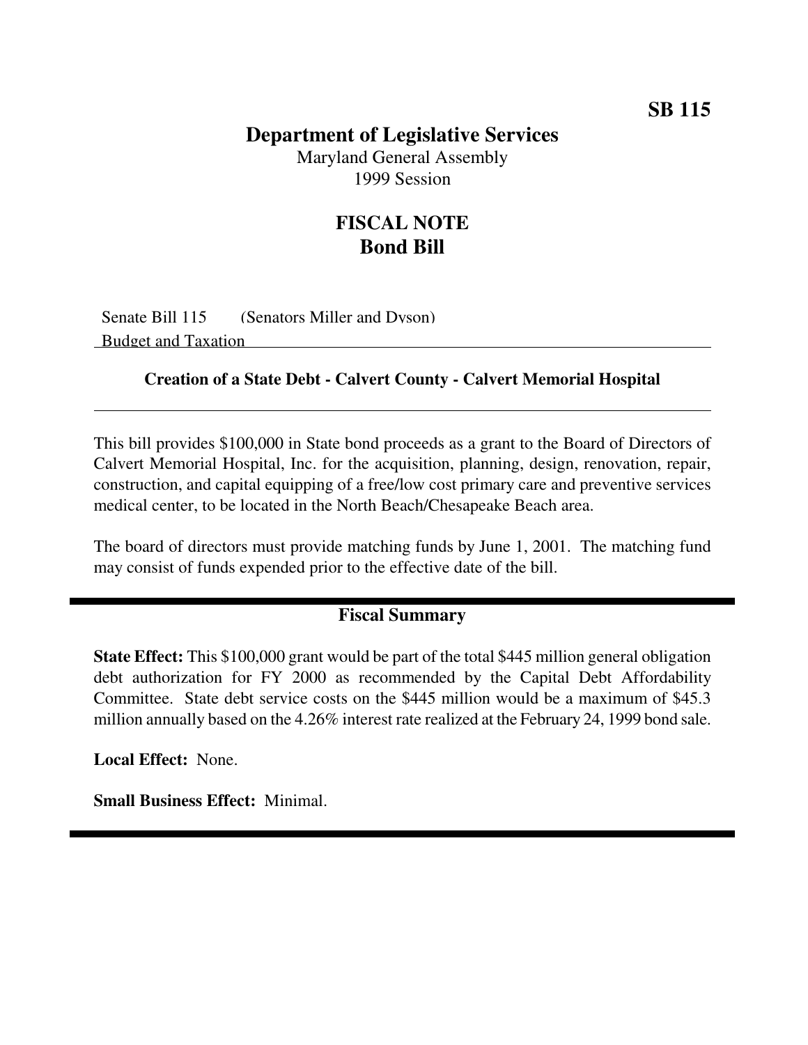**SB 115**

# Department of Legislative Services

Maryland General Assembly
1999 Session

## FISCAL NOTE
## Bond Bill

Senate Bill 115 (Senators Miller and Dyson)
Budget and Taxation

### Creation of a State Debt - Calvert County - Calvert Memorial Hospital

This bill provides $100,000 in State bond proceeds as a grant to the Board of Directors of Calvert Memorial Hospital, Inc. for the acquisition, planning, design, renovation, repair, construction, and capital equipping of a free/low cost primary care and preventive services medical center, to be located in the North Beach/Chesapeake Beach area.

The board of directors must provide matching funds by June 1, 2001. The matching fund may consist of funds expended prior to the effective date of the bill.

### Fiscal Summary

**State Effect:** This $100,000 grant would be part of the total $445 million general obligation debt authorization for FY 2000 as recommended by the Capital Debt Affordability Committee. State debt service costs on the $445 million would be a maximum of $45.3 million annually based on the 4.26% interest rate realized at the February 24, 1999 bond sale.

**Local Effect:** None.

**Small Business Effect:** Minimal.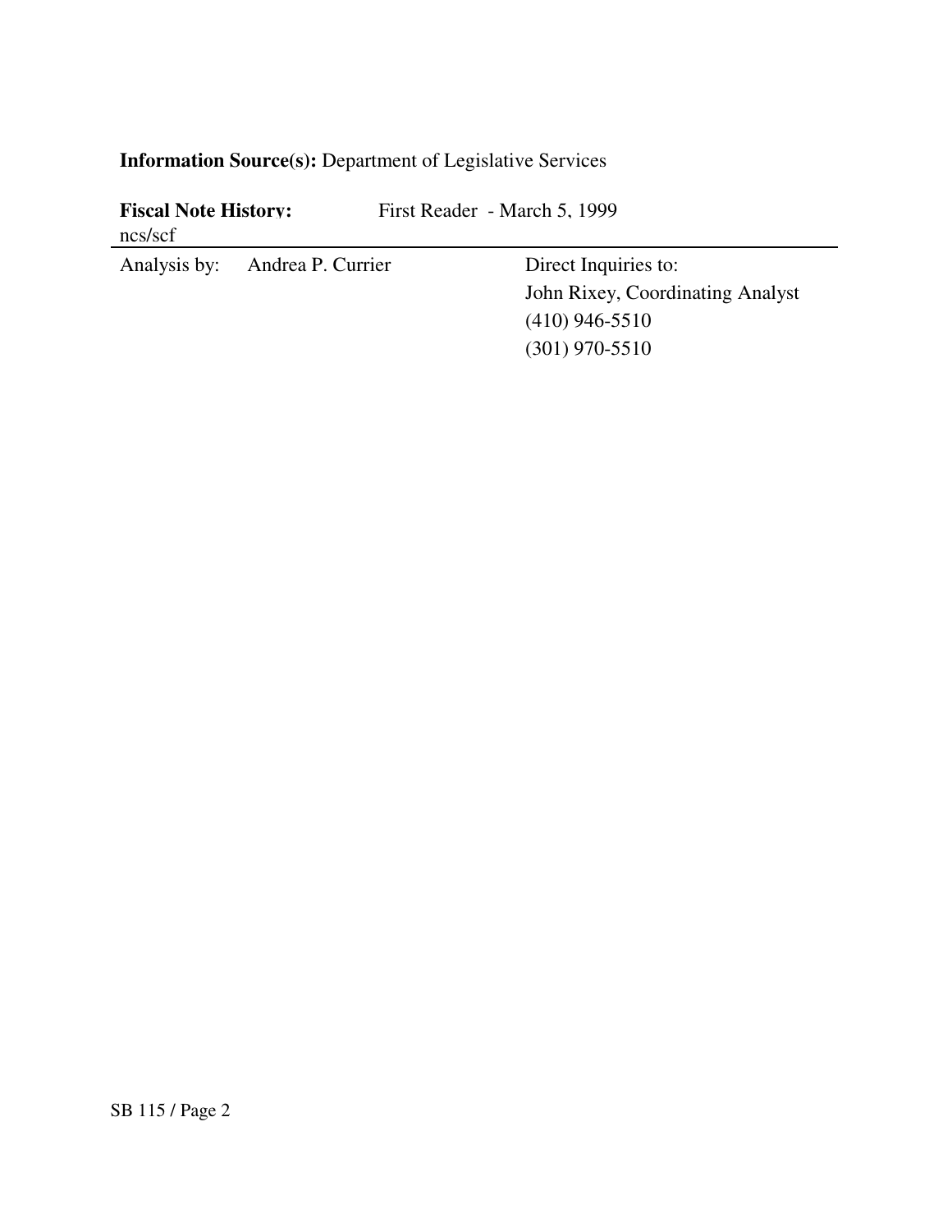**Information Source(s):** Department of Legislative Services

**Fiscal Note History:** First Reader - March 5, 1999
ncs/scf

---

Analysis by: Andrea P. Currier

Direct Inquiries to:
John Rixey, Coordinating Analyst
(410) 946-5510
(301) 970-5510